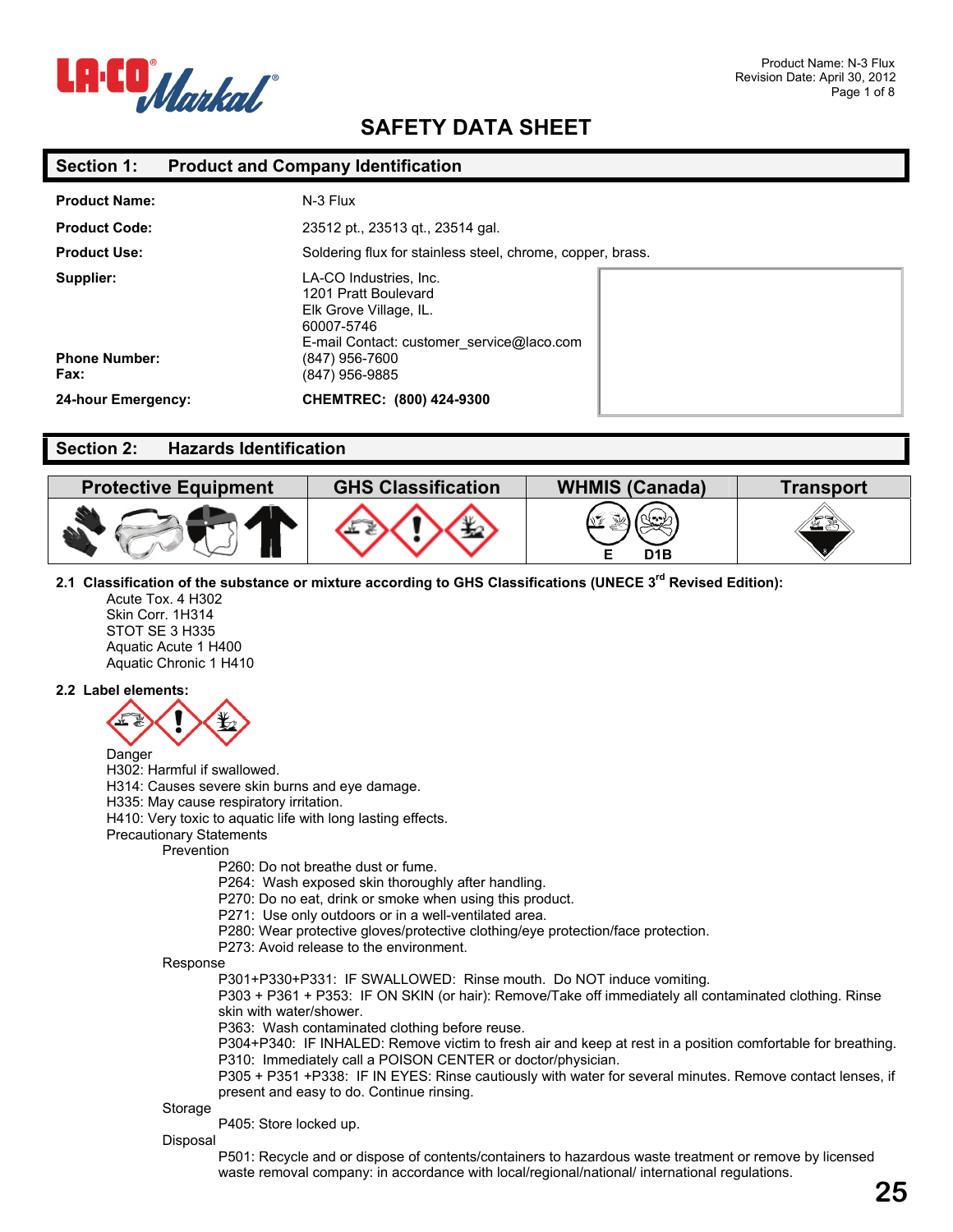# SAFETY DATA SHEET

## Section 1: Product and Company Identification

| | |
|---|---|
| **Product Name:** | N-3 Flux |
| **Product Code:** | 23512 pt., 23513 qt., 23514 gal. |
| **Product Use:** | Soldering flux for stainless steel, chrome, copper, brass. |
| **Supplier:** | LA-CO Industries, Inc.<br>1201 Pratt Boulevard<br>Elk Grove Village, IL.<br>60007-5746<br>E-mail Contact: customer_service@laco.com |
| **Phone Number:** | (847) 956-7600 |
| **Fax:** | (847) 956-9885 |
| **24-hour Emergency:** | **CHEMTREC: (800) 424-9300** |

## Section 2: Hazards Identification

| Protective Equipment | GHS Classification | WHMIS (Canada) | Transport |
|---|---|---|---|
| | | E D1B | |

**2.1 Classification of the substance or mixture according to GHS Classifications (UNECE 3rd Revised Edition):**

Acute Tox. 4 H302
Skin Corr. 1H314
STOT SE 3 H335
Aquatic Acute 1 H400
Aquatic Chronic 1 H410

**2.2 Label elements:**

Danger
H302: Harmful if swallowed.
H314: Causes severe skin burns and eye damage.
H335: May cause respiratory irritation.
H410: Very toxic to aquatic life with long lasting effects.
Precautionary Statements

Prevention

- P260: Do not breathe dust or fume.
- P264: Wash exposed skin thoroughly after handling.
- P270: Do no eat, drink or smoke when using this product.
- P271: Use only outdoors or in a well-ventilated area.
- P280: Wear protective gloves/protective clothing/eye protection/face protection.
- P273: Avoid release to the environment.

Response

- P301+P330+P331: IF SWALLOWED: Rinse mouth. Do NOT induce vomiting.
- P303 + P361 + P353: IF ON SKIN (or hair): Remove/Take off immediately all contaminated clothing. Rinse skin with water/shower.
- P363: Wash contaminated clothing before reuse.
- P304+P340: IF INHALED: Remove victim to fresh air and keep at rest in a position comfortable for breathing.
- P310: Immediately call a POISON CENTER or doctor/physician.
- P305 + P351 +P338: IF IN EYES: Rinse cautiously with water for several minutes. Remove contact lenses, if present and easy to do. Continue rinsing.

Storage

- P405: Store locked up.

Disposal

- P501: Recycle and or dispose of contents/containers to hazardous waste treatment or remove by licensed waste removal company: in accordance with local/regional/national/ international regulations.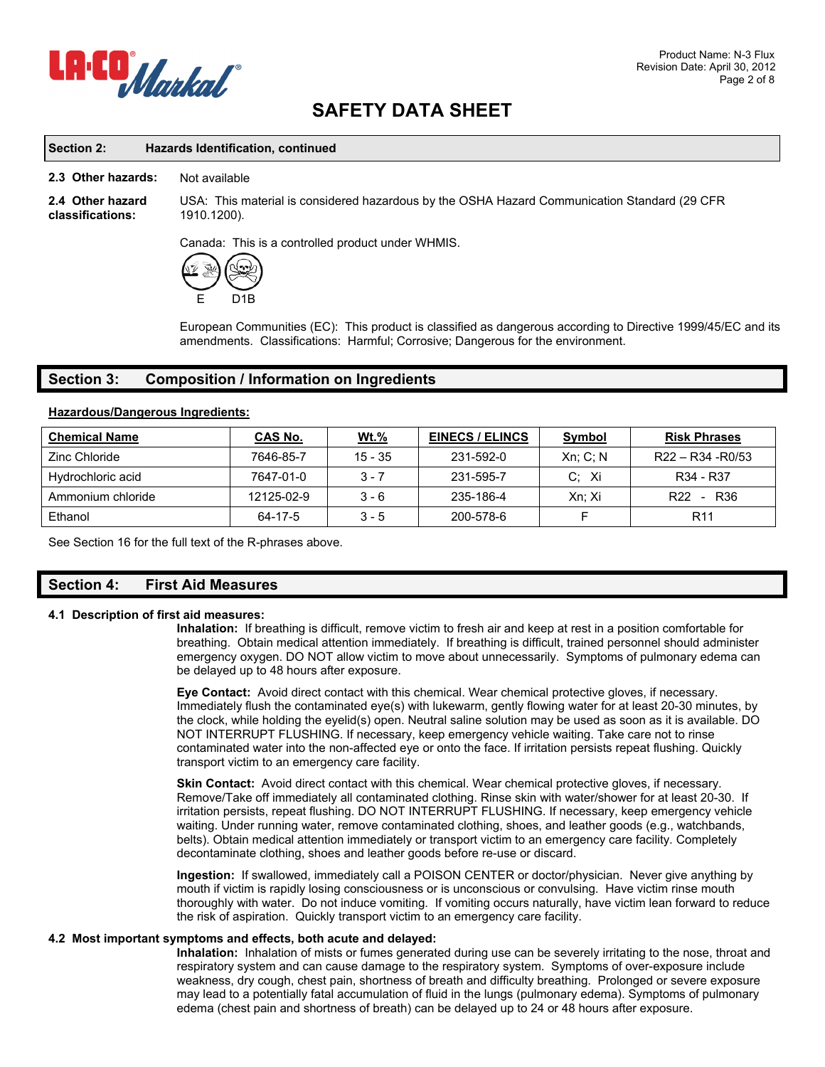## Section 2: Hazards Identification, continued

**2.3 Other hazards:** Not available

**2.4 Other hazard classifications:** USA: This material is considered hazardous by the OSHA Hazard Communication Standard (29 CFR 1910.1200).

Canada: This is a controlled product under WHMIS.

E D1B

European Communities (EC): This product is classified as dangerous according to Directive 1999/45/EC and its amendments. Classifications: Harmful; Corrosive; Dangerous for the environment.

## Section 3: Composition / Information on Ingredients

**Hazardous/Dangerous Ingredients:**

| Chemical Name | CAS No. | Wt.% | EINECS / ELINCS | Symbol | Risk Phrases |
|---|---|---|---|---|---|
| Zinc Chloride | 7646-85-7 | 15 - 35 | 231-592-0 | Xn; C; N | R22 – R34 -R0/53 |
| Hydrochloric acid | 7647-01-0 | 3 - 7 | 231-595-7 | C; Xi | R34 - R37 |
| Ammonium chloride | 12125-02-9 | 3 - 6 | 235-186-4 | Xn; Xi | R22 - R36 |
| Ethanol | 64-17-5 | 3 - 5 | 200-578-6 | F | R11 |

See Section 16 for the full text of the R-phrases above.

## Section 4: First Aid Measures

**4.1 Description of first aid measures:**

**Inhalation:** If breathing is difficult, remove victim to fresh air and keep at rest in a position comfortable for breathing. Obtain medical attention immediately. If breathing is difficult, trained personnel should administer emergency oxygen. DO NOT allow victim to move about unnecessarily. Symptoms of pulmonary edema can be delayed up to 48 hours after exposure.

**Eye Contact:** Avoid direct contact with this chemical. Wear chemical protective gloves, if necessary. Immediately flush the contaminated eye(s) with lukewarm, gently flowing water for at least 20-30 minutes, by the clock, while holding the eyelid(s) open. Neutral saline solution may be used as soon as it is available. DO NOT INTERRUPT FLUSHING. If necessary, keep emergency vehicle waiting. Take care not to rinse contaminated water into the non-affected eye or onto the face. If irritation persists repeat flushing. Quickly transport victim to an emergency care facility.

**Skin Contact:** Avoid direct contact with this chemical. Wear chemical protective gloves, if necessary. Remove/Take off immediately all contaminated clothing. Rinse skin with water/shower for at least 20-30. If irritation persists, repeat flushing. DO NOT INTERRUPT FLUSHING. If necessary, keep emergency vehicle waiting. Under running water, remove contaminated clothing, shoes, and leather goods (e.g., watchbands, belts). Obtain medical attention immediately or transport victim to an emergency care facility. Completely decontaminate clothing, shoes and leather goods before re-use or discard.

**Ingestion:** If swallowed, immediately call a POISON CENTER or doctor/physician. Never give anything by mouth if victim is rapidly losing consciousness or is unconscious or convulsing. Have victim rinse mouth thoroughly with water. Do not induce vomiting. If vomiting occurs naturally, have victim lean forward to reduce the risk of aspiration. Quickly transport victim to an emergency care facility.

**4.2 Most important symptoms and effects, both acute and delayed:**

**Inhalation:** Inhalation of mists or fumes generated during use can be severely irritating to the nose, throat and respiratory system and can cause damage to the respiratory system. Symptoms of over-exposure include weakness, dry cough, chest pain, shortness of breath and difficulty breathing. Prolonged or severe exposure may lead to a potentially fatal accumulation of fluid in the lungs (pulmonary edema). Symptoms of pulmonary edema (chest pain and shortness of breath) can be delayed up to 24 or 48 hours after exposure.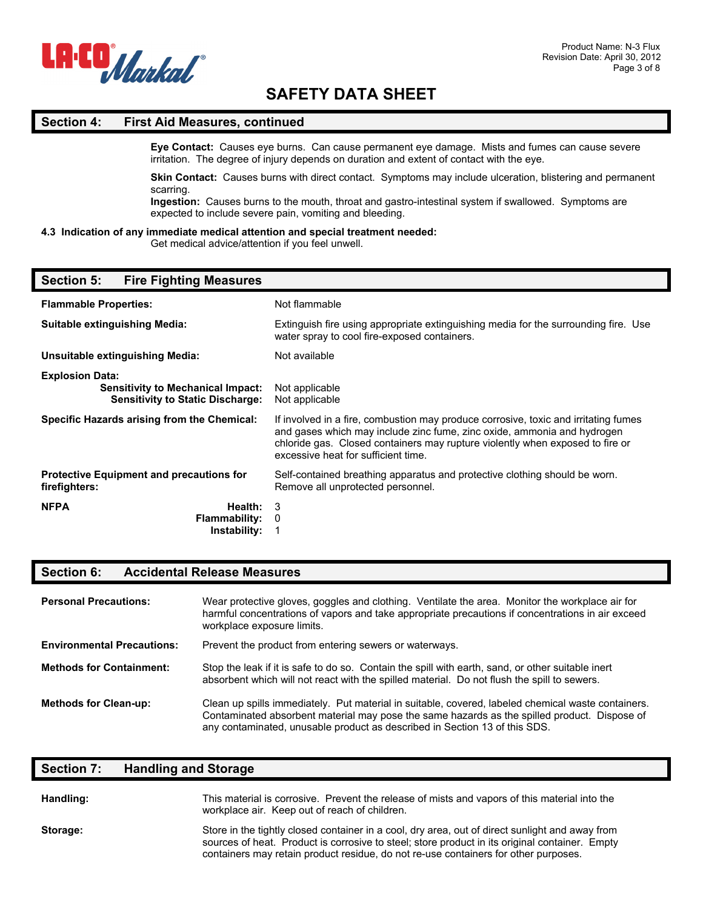# SAFETY DATA SHEET

## Section 4: First Aid Measures, continued

**Eye Contact:** Causes eye burns. Can cause permanent eye damage. Mists and fumes can cause severe irritation. The degree of injury depends on duration and extent of contact with the eye.

**Skin Contact:** Causes burns with direct contact. Symptoms may include ulceration, blistering and permanent scarring.

**Ingestion:** Causes burns to the mouth, throat and gastro-intestinal system if swallowed. Symptoms are expected to include severe pain, vomiting and bleeding.

**4.3 Indication of any immediate medical attention and special treatment needed:**
Get medical advice/attention if you feel unwell.

## Section 5: Fire Fighting Measures

**Flammable Properties:** Not flammable

**Suitable extinguishing Media:** Extinguish fire using appropriate extinguishing media for the surrounding fire. Use water spray to cool fire-exposed containers.

**Unsuitable extinguishing Media:** Not available

**Explosion Data:**
- **Sensitivity to Mechanical Impact:** Not applicable
- **Sensitivity to Static Discharge:** Not applicable

**Specific Hazards arising from the Chemical:** If involved in a fire, combustion may produce corrosive, toxic and irritating fumes and gases which may include zinc fume, zinc oxide, ammonia and hydrogen chloride gas. Closed containers may rupture violently when exposed to fire or excessive heat for sufficient time.

**Protective Equipment and precautions for firefighters:** Self-contained breathing apparatus and protective clothing should be worn. Remove all unprotected personnel.

**NFPA**
- **Health:** 3
- **Flammability:** 0
- **Instability:** 1

## Section 6: Accidental Release Measures

**Personal Precautions:** Wear protective gloves, goggles and clothing. Ventilate the area. Monitor the workplace air for harmful concentrations of vapors and take appropriate precautions if concentrations in air exceed workplace exposure limits.

**Environmental Precautions:** Prevent the product from entering sewers or waterways.

**Methods for Containment:** Stop the leak if it is safe to do so. Contain the spill with earth, sand, or other suitable inert absorbent which will not react with the spilled material. Do not flush the spill to sewers.

**Methods for Clean-up:** Clean up spills immediately. Put material in suitable, covered, labeled chemical waste containers. Contaminated absorbent material may pose the same hazards as the spilled product. Dispose of any contaminated, unusable product as described in Section 13 of this SDS.

## Section 7: Handling and Storage

**Handling:** This material is corrosive. Prevent the release of mists and vapors of this material into the workplace air. Keep out of reach of children.

**Storage:** Store in the tightly closed container in a cool, dry area, out of direct sunlight and away from sources of heat. Product is corrosive to steel; store product in its original container. Empty containers may retain product residue, do not re-use containers for other purposes.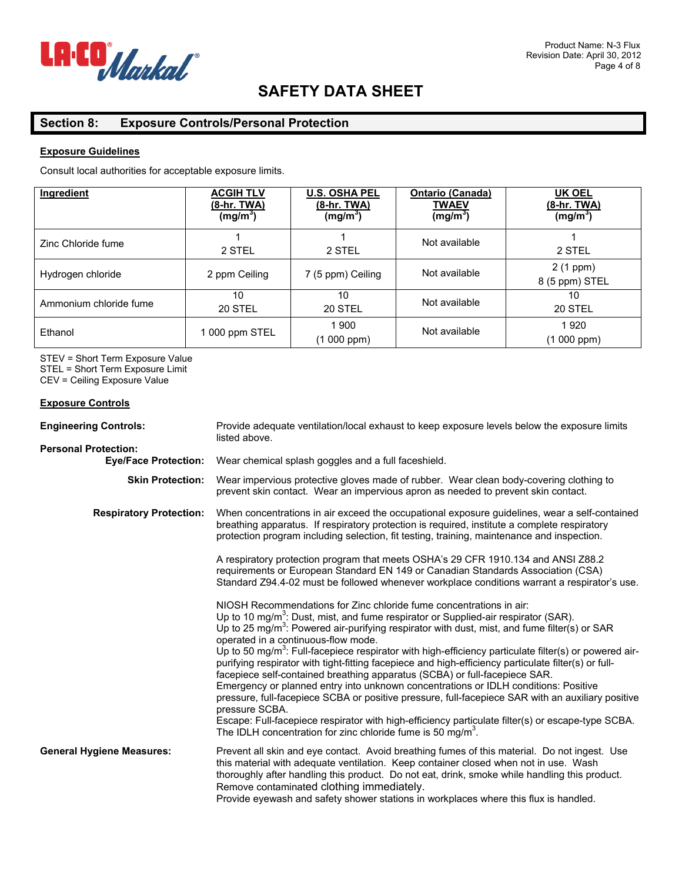# SAFETY DATA SHEET

## Section 8: Exposure Controls/Personal Protection

### Exposure Guidelines

Consult local authorities for acceptable exposure limits.

| Ingredient | ACGIH TLV (8-hr. TWA) (mg/m$^3$) | U.S. OSHA PEL (8-hr. TWA) (mg/m$^3$) | Ontario (Canada) TWAEV (mg/m$^3$) | UK OEL (8-hr. TWA) (mg/m$^3$) |
|---|---|---|---|---|
| Zinc Chloride fume | 1<br>2 STEL | 1<br>2 STEL | Not available | 1<br>2 STEL |
| Hydrogen chloride | 2 ppm Ceiling | 7 (5 ppm) Ceiling | Not available | 2 (1 ppm)<br>8 (5 ppm) STEL |
| Ammonium chloride fume | 10<br>20 STEL | 10<br>20 STEL | Not available | 10<br>20 STEL |
| Ethanol | 1 000 ppm STEL | 1 900<br>(1 000 ppm) | Not available | 1 920<br>(1 000 ppm) |

STEV = Short Term Exposure Value
STEL = Short Term Exposure Limit
CEV = Ceiling Exposure Value

### Exposure Controls

**Engineering Controls:** Provide adequate ventilation/local exhaust to keep exposure levels below the exposure limits listed above.

**Personal Protection:**

**Eye/Face Protection:** Wear chemical splash goggles and a full faceshield.

**Skin Protection:** Wear impervious protective gloves made of rubber. Wear clean body-covering clothing to prevent skin contact. Wear an impervious apron as needed to prevent skin contact.

**Respiratory Protection:** When concentrations in air exceed the occupational exposure guidelines, wear a self-contained breathing apparatus. If respiratory protection is required, institute a complete respiratory protection program including selection, fit testing, training, maintenance and inspection.

A respiratory protection program that meets OSHA's 29 CFR 1910.134 and ANSI Z88.2 requirements or European Standard EN 149 or Canadian Standards Association (CSA) Standard Z94.4-02 must be followed whenever workplace conditions warrant a respirator's use.

NIOSH Recommendations for Zinc chloride fume concentrations in air:
Up to 10 mg/m$^3$: Dust, mist, and fume respirator or Supplied-air respirator (SAR).
Up to 25 mg/m$^3$: Powered air-purifying respirator with dust, mist, and fume filter(s) or SAR operated in a continuous-flow mode.
Up to 50 mg/m$^3$: Full-facepiece respirator with high-efficiency particulate filter(s) or powered air-purifying respirator with tight-fitting facepiece and high-efficiency particulate filter(s) or full-facepiece self-contained breathing apparatus (SCBA) or full-facepiece SAR.
Emergency or planned entry into unknown concentrations or IDLH conditions: Positive pressure, full-facepiece SCBA or positive pressure, full-facepiece SAR with an auxiliary positive pressure SCBA.
Escape: Full-facepiece respirator with high-efficiency particulate filter(s) or escape-type SCBA.
The IDLH concentration for zinc chloride fume is 50 mg/m$^3$.

**General Hygiene Measures:** Prevent all skin and eye contact. Avoid breathing fumes of this material. Do not ingest. Use this material with adequate ventilation. Keep container closed when not in use. Wash thoroughly after handling this product. Do not eat, drink, smoke while handling this product. Remove contaminated clothing immediately.
Provide eyewash and safety shower stations in workplaces where this flux is handled.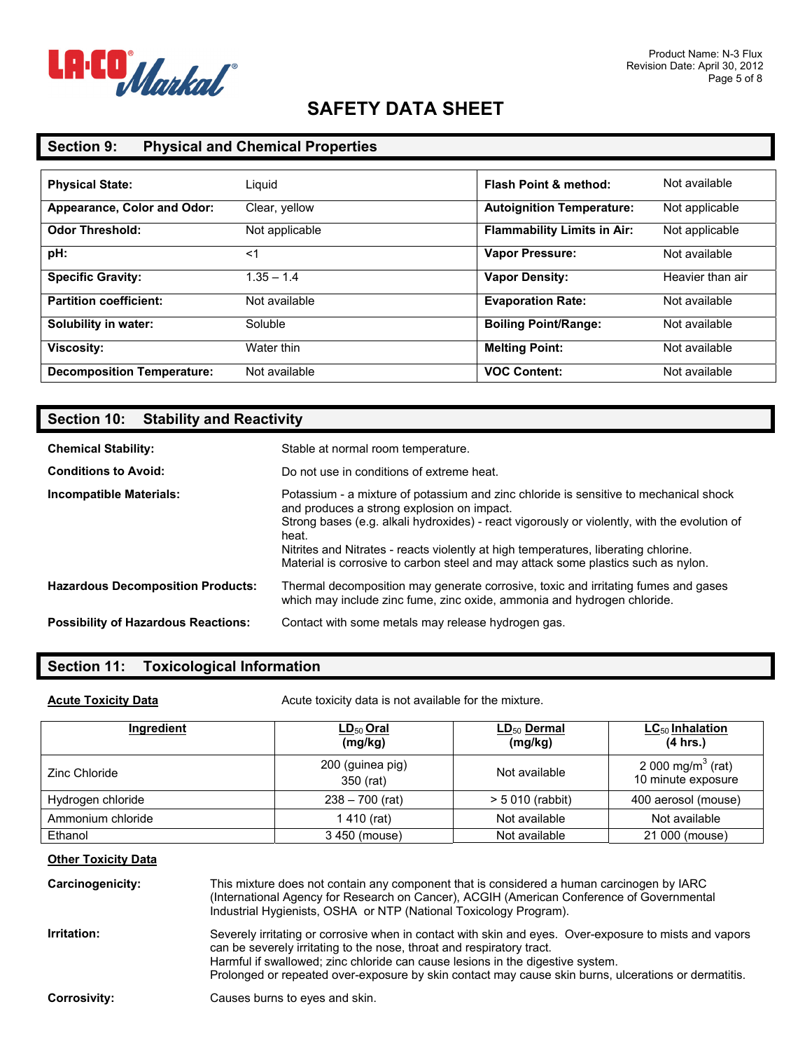# SAFETY DATA SHEET

## Section 9: Physical and Chemical Properties

| | | | |
|---|---|---|---|
| **Physical State:** | Liquid | **Flash Point & method:** | Not available |
| **Appearance, Color and Odor:** | Clear, yellow | **Autoignition Temperature:** | Not applicable |
| **Odor Threshold:** | Not applicable | **Flammability Limits in Air:** | Not applicable |
| **pH:** | <1 | **Vapor Pressure:** | Not available |
| **Specific Gravity:** | 1.35 – 1.4 | **Vapor Density:** | Heavier than air |
| **Partition coefficient:** | Not available | **Evaporation Rate:** | Not available |
| **Solubility in water:** | Soluble | **Boiling Point/Range:** | Not available |
| **Viscosity:** | Water thin | **Melting Point:** | Not available |
| **Decomposition Temperature:** | Not available | **VOC Content:** | Not available |

## Section 10: Stability and Reactivity

**Chemical Stability:** Stable at normal room temperature.

**Conditions to Avoid:** Do not use in conditions of extreme heat.

**Incompatible Materials:** Potassium - a mixture of potassium and zinc chloride is sensitive to mechanical shock and produces a strong explosion on impact.
Strong bases (e.g. alkali hydroxides) - react vigorously or violently, with the evolution of heat.
Nitrites and Nitrates - reacts violently at high temperatures, liberating chlorine.
Material is corrosive to carbon steel and may attack some plastics such as nylon.

**Hazardous Decomposition Products:** Thermal decomposition may generate corrosive, toxic and irritating fumes and gases which may include zinc fume, zinc oxide, ammonia and hydrogen chloride.

**Possibility of Hazardous Reactions:** Contact with some metals may release hydrogen gas.

## Section 11: Toxicological Information

**Acute Toxicity Data** Acute toxicity data is not available for the mixture.

| Ingredient | $LD_{50}$ Oral (mg/kg) | $LD_{50}$ Dermal (mg/kg) | $LC_{50}$ Inhalation (4 hrs.) |
|---|---|---|---|
| Zinc Chloride | 200 (guinea pig)<br>350 (rat) | Not available | 2 000 $mg/m^3$ (rat)<br>10 minute exposure |
| Hydrogen chloride | 238 – 700 (rat) | > 5 010 (rabbit) | 400 aerosol (mouse) |
| Ammonium chloride | 1 410 (rat) | Not available | Not available |
| Ethanol | 3 450 (mouse) | Not available | 21 000 (mouse) |

**Other Toxicity Data**

**Carcinogenicity:** This mixture does not contain any component that is considered a human carcinogen by IARC (International Agency for Research on Cancer), ACGIH (American Conference of Governmental Industrial Hygienists, OSHA or NTP (National Toxicology Program).

**Irritation:** Severely irritating or corrosive when in contact with skin and eyes. Over-exposure to mists and vapors can be severely irritating to the nose, throat and respiratory tract.
Harmful if swallowed; zinc chloride can cause lesions in the digestive system.
Prolonged or repeated over-exposure by skin contact may cause skin burns, ulcerations or dermatitis.

**Corrosivity:** Causes burns to eyes and skin.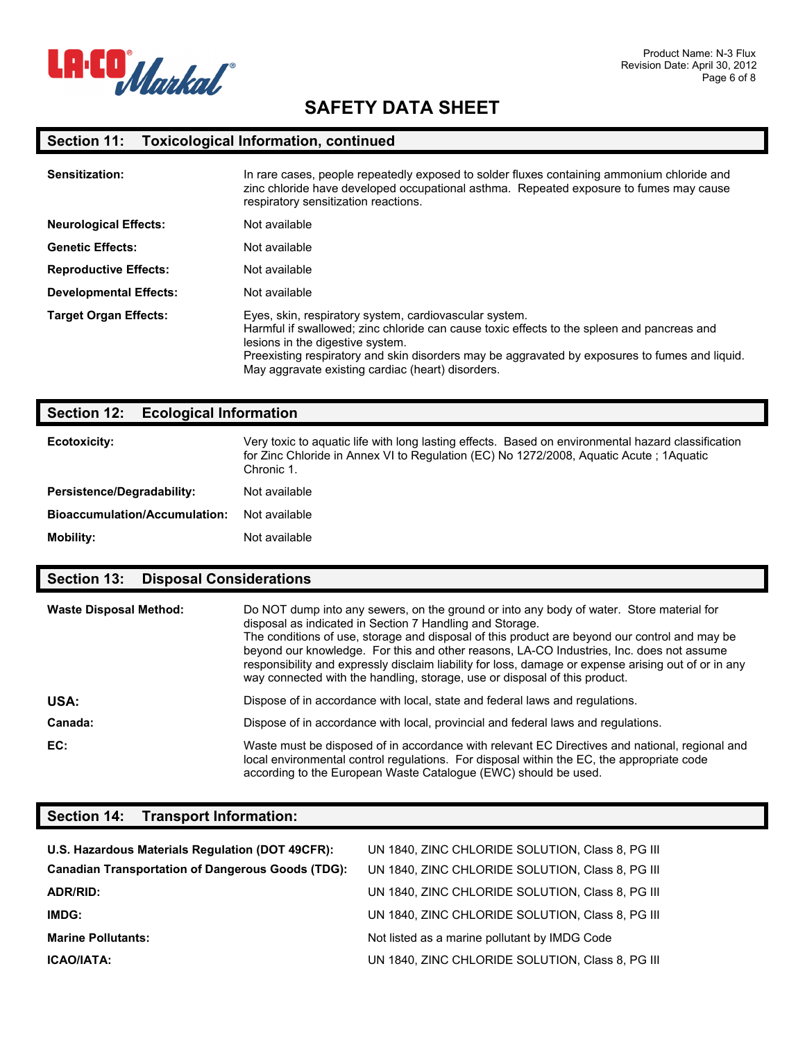# SAFETY DATA SHEET

## Section 11: Toxicological Information, continued

| | |
|---|---|
| **Sensitization:** | In rare cases, people repeatedly exposed to solder fluxes containing ammonium chloride and zinc chloride have developed occupational asthma. Repeated exposure to fumes may cause respiratory sensitization reactions. |
| **Neurological Effects:** | Not available |
| **Genetic Effects:** | Not available |
| **Reproductive Effects:** | Not available |
| **Developmental Effects:** | Not available |
| **Target Organ Effects:** | Eyes, skin, respiratory system, cardiovascular system.<br>Harmful if swallowed; zinc chloride can cause toxic effects to the spleen and pancreas and lesions in the digestive system.<br>Preexisting respiratory and skin disorders may be aggravated by exposures to fumes and liquid.<br>May aggravate existing cardiac (heart) disorders. |

## Section 12: Ecological Information

| | |
|---|---|
| **Ecotoxicity:** | Very toxic to aquatic life with long lasting effects. Based on environmental hazard classification for Zinc Chloride in Annex VI to Regulation (EC) No 1272/2008, Aquatic Acute ; 1Aquatic Chronic 1. |
| **Persistence/Degradability:** | Not available |
| **Bioaccumulation/Accumulation:** | Not available |
| **Mobility:** | Not available |

## Section 13: Disposal Considerations

| | |
|---|---|
| **Waste Disposal Method:** | Do NOT dump into any sewers, on the ground or into any body of water. Store material for disposal as indicated in Section 7 Handling and Storage.<br>The conditions of use, storage and disposal of this product are beyond our control and may be beyond our knowledge. For this and other reasons, LA-CO Industries, Inc. does not assume responsibility and expressly disclaim liability for loss, damage or expense arising out of or in any way connected with the handling, storage, use or disposal of this product. |
| **USA:** | Dispose of in accordance with local, state and federal laws and regulations. |
| **Canada:** | Dispose of in accordance with local, provincial and federal laws and regulations. |
| **EC:** | Waste must be disposed of in accordance with relevant EC Directives and national, regional and local environmental control regulations. For disposal within the EC, the appropriate code according to the European Waste Catalogue (EWC) should be used. |

## Section 14: Transport Information:

| | |
|---|---|
| **U.S. Hazardous Materials Regulation (DOT 49CFR):** | UN 1840, ZINC CHLORIDE SOLUTION, Class 8, PG III |
| **Canadian Transportation of Dangerous Goods (TDG):** | UN 1840, ZINC CHLORIDE SOLUTION, Class 8, PG III |
| **ADR/RID:** | UN 1840, ZINC CHLORIDE SOLUTION, Class 8, PG III |
| **IMDG:** | UN 1840, ZINC CHLORIDE SOLUTION, Class 8, PG III |
| **Marine Pollutants:** | Not listed as a marine pollutant by IMDG Code |
| **ICAO/IATA:** | UN 1840, ZINC CHLORIDE SOLUTION, Class 8, PG III |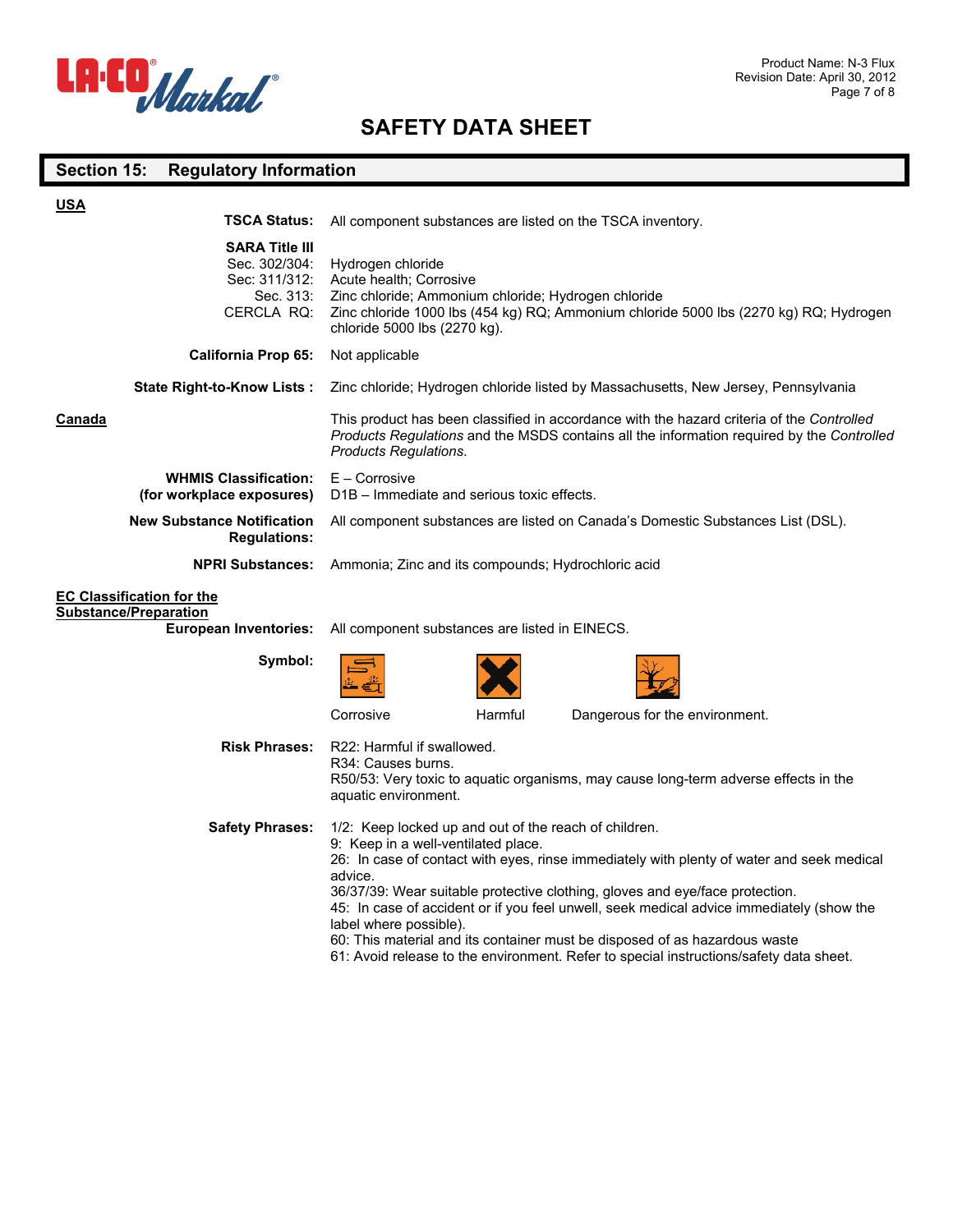# SAFETY DATA SHEET

## Section 15: Regulatory Information

**USA**

**TSCA Status:** All component substances are listed on the TSCA inventory.

**SARA Title III**

Sec. 302/304: Hydrogen chloride

Sec: 311/312: Acute health; Corrosive

Sec. 313: Zinc chloride; Ammonium chloride; Hydrogen chloride

CERCLA RQ: Zinc chloride 1000 lbs (454 kg) RQ; Ammonium chloride 5000 lbs (2270 kg) RQ; Hydrogen chloride 5000 lbs (2270 kg).

**California Prop 65:** Not applicable

**State Right-to-Know Lists :** Zinc chloride; Hydrogen chloride listed by Massachusetts, New Jersey, Pennsylvania

**Canada**

This product has been classified in accordance with the hazard criteria of the *Controlled Products Regulations* and the MSDS contains all the information required by the *Controlled Products Regulations*.

**WHMIS Classification: (for workplace exposures)** E – Corrosive
D1B – Immediate and serious toxic effects.

**New Substance Notification Regulations:** All component substances are listed on Canada's Domestic Substances List (DSL).

**NPRI Substances:** Ammonia; Zinc and its compounds; Hydrochloric acid

**EC Classification for the Substance/Preparation**

**European Inventories:** All component substances are listed in EINECS.

**Symbol:** Corrosive; Harmful; Dangerous for the environment.

**Risk Phrases:**
R22: Harmful if swallowed.
R34: Causes burns.
R50/53: Very toxic to aquatic organisms, may cause long-term adverse effects in the aquatic environment.

**Safety Phrases:**
1/2: Keep locked up and out of the reach of children.
9: Keep in a well-ventilated place.
26: In case of contact with eyes, rinse immediately with plenty of water and seek medical advice.
36/37/39: Wear suitable protective clothing, gloves and eye/face protection.
45: In case of accident or if you feel unwell, seek medical advice immediately (show the label where possible).
60: This material and its container must be disposed of as hazardous waste
61: Avoid release to the environment. Refer to special instructions/safety data sheet.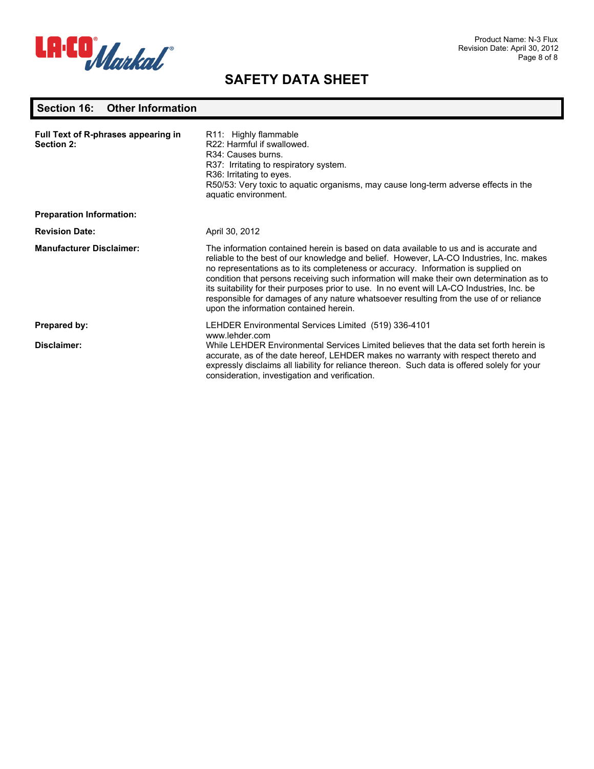# SAFETY DATA SHEET

## Section 16: Other Information

**Full Text of R-phrases appearing in Section 2:**

R11: Highly flammable
R22: Harmful if swallowed.
R34: Causes burns.
R37: Irritating to respiratory system.
R36: Irritating to eyes.
R50/53: Very toxic to aquatic organisms, may cause long-term adverse effects in the aquatic environment.

**Preparation Information:**

**Revision Date:** April 30, 2012

**Manufacturer Disclaimer:** The information contained herein is based on data available to us and is accurate and reliable to the best of our knowledge and belief. However, LA-CO Industries, Inc. makes no representations as to its completeness or accuracy. Information is supplied on condition that persons receiving such information will make their own determination as to its suitability for their purposes prior to use. In no event will LA-CO Industries, Inc. be responsible for damages of any nature whatsoever resulting from the use of or reliance upon the information contained herein.

**Prepared by:** LEHDER Environmental Services Limited (519) 336-4101
www.lehder.com

**Disclaimer:** While LEHDER Environmental Services Limited believes that the data set forth herein is accurate, as of the date hereof, LEHDER makes no warranty with respect thereto and expressly disclaims all liability for reliance thereon. Such data is offered solely for your consideration, investigation and verification.